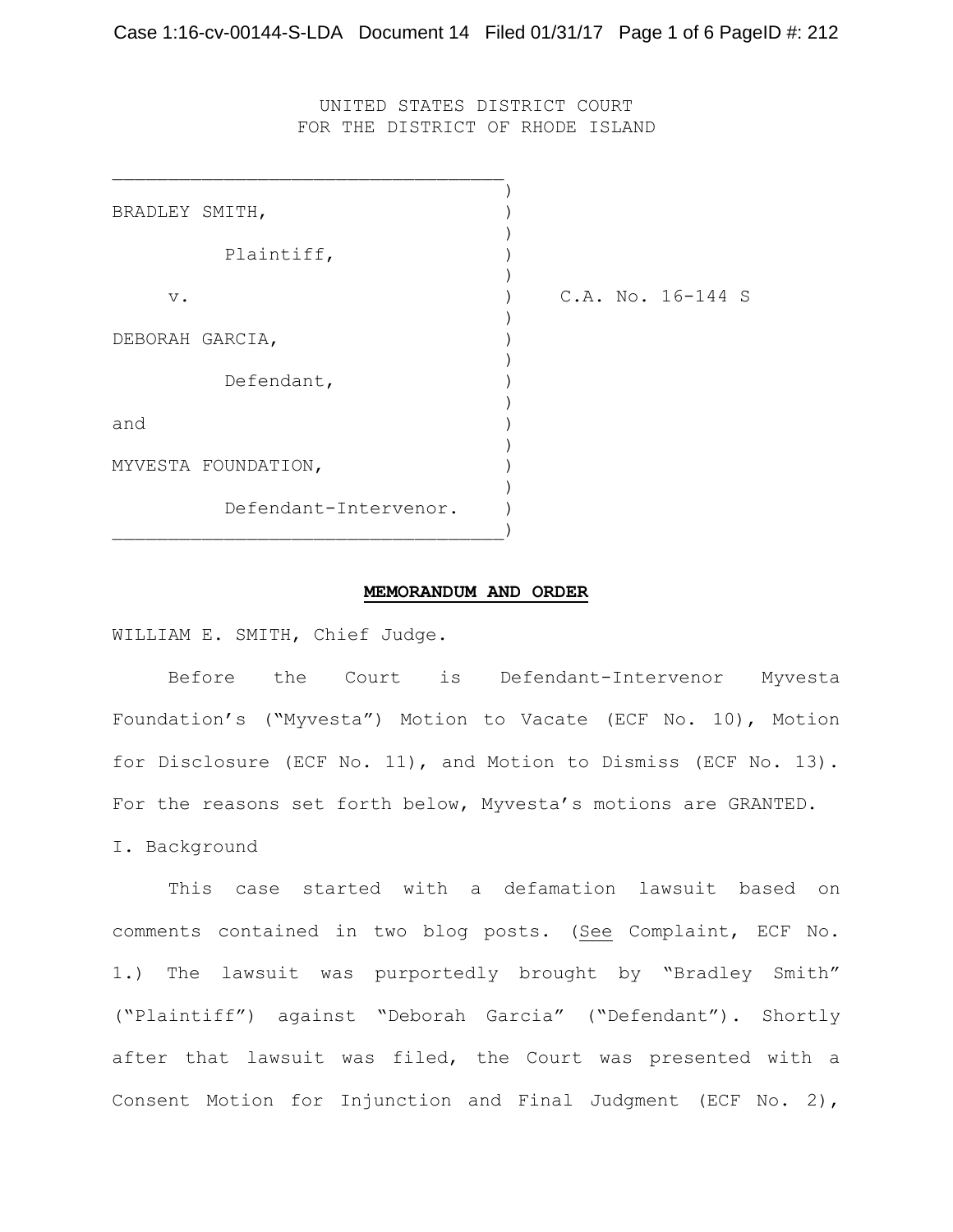UNITED STATES DISTRICT COURT
FOR THE DISTRICT OF RHODE ISLAND

| | | |
|---|---|---|
| BRADLEY SMITH, | ) | |
| Plaintiff, | ) | |
| v. | ) | C.A. No. 16-144 S |
| DEBORAH GARCIA, | ) | |
| Defendant, | ) | |
| and | ) | |
| MYVESTA FOUNDATION, | ) | |
| Defendant-Intervenor. | ) | |

**MEMORANDUM AND ORDER**

WILLIAM E. SMITH, Chief Judge.

Before the Court is Defendant-Intervenor Myvesta Foundation's ("Myvesta") Motion to Vacate (ECF No. 10), Motion for Disclosure (ECF No. 11), and Motion to Dismiss (ECF No. 13). For the reasons set forth below, Myvesta's motions are GRANTED.

I. Background

This case started with a defamation lawsuit based on comments contained in two blog posts. (See Complaint, ECF No. 1.) The lawsuit was purportedly brought by "Bradley Smith" ("Plaintiff") against "Deborah Garcia" ("Defendant"). Shortly after that lawsuit was filed, the Court was presented with a Consent Motion for Injunction and Final Judgment (ECF No. 2),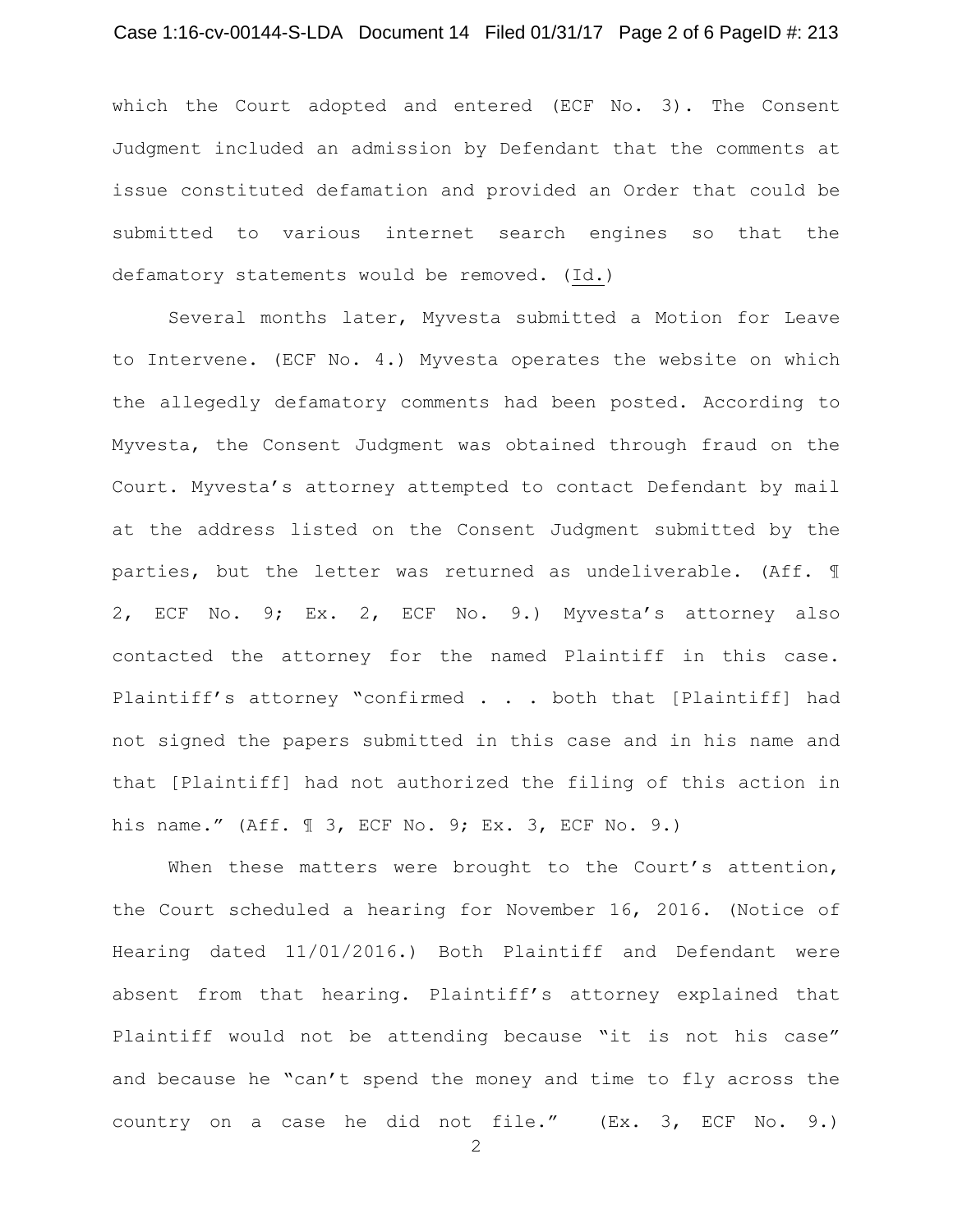which the Court adopted and entered (ECF No. 3). The Consent Judgment included an admission by Defendant that the comments at issue constituted defamation and provided an Order that could be submitted to various internet search engines so that the defamatory statements would be removed. (Id.)

Several months later, Myvesta submitted a Motion for Leave to Intervene. (ECF No. 4.) Myvesta operates the website on which the allegedly defamatory comments had been posted. According to Myvesta, the Consent Judgment was obtained through fraud on the Court. Myvesta's attorney attempted to contact Defendant by mail at the address listed on the Consent Judgment submitted by the parties, but the letter was returned as undeliverable. (Aff. ¶ 2, ECF No. 9; Ex. 2, ECF No. 9.) Myvesta's attorney also contacted the attorney for the named Plaintiff in this case. Plaintiff's attorney "confirmed . . . both that [Plaintiff] had not signed the papers submitted in this case and in his name and that [Plaintiff] had not authorized the filing of this action in his name." (Aff. ¶ 3, ECF No. 9; Ex. 3, ECF No. 9.)

When these matters were brought to the Court's attention, the Court scheduled a hearing for November 16, 2016. (Notice of Hearing dated 11/01/2016.) Both Plaintiff and Defendant were absent from that hearing. Plaintiff's attorney explained that Plaintiff would not be attending because "it is not his case" and because he "can't spend the money and time to fly across the country on a case he did not file." (Ex. 3, ECF No. 9.)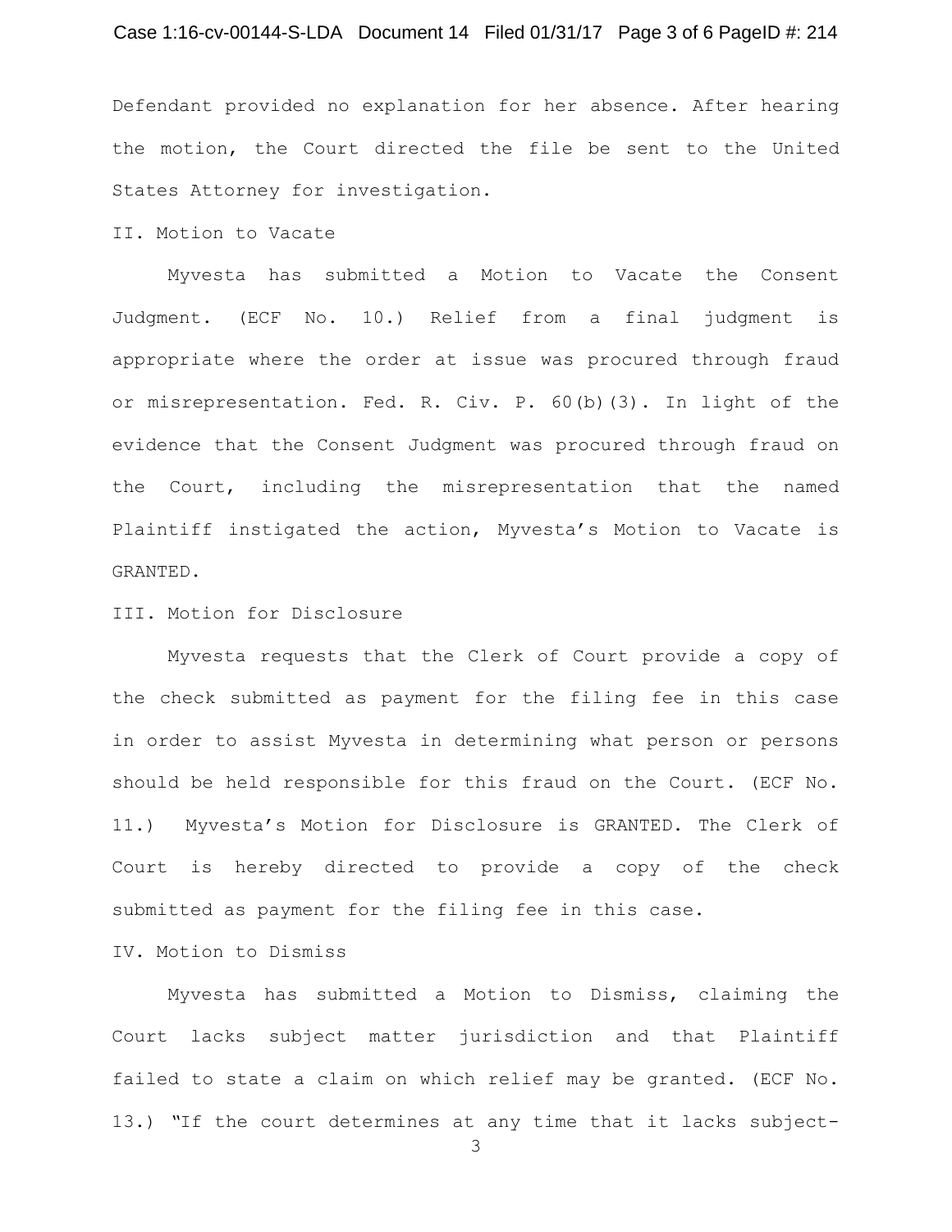Defendant provided no explanation for her absence. After hearing the motion, the Court directed the file be sent to the United States Attorney for investigation.

## II. Motion to Vacate

Myvesta has submitted a Motion to Vacate the Consent Judgment. (ECF No. 10.) Relief from a final judgment is appropriate where the order at issue was procured through fraud or misrepresentation. Fed. R. Civ. P. 60(b)(3). In light of the evidence that the Consent Judgment was procured through fraud on the Court, including the misrepresentation that the named Plaintiff instigated the action, Myvesta's Motion to Vacate is GRANTED.

## III. Motion for Disclosure

Myvesta requests that the Clerk of Court provide a copy of the check submitted as payment for the filing fee in this case in order to assist Myvesta in determining what person or persons should be held responsible for this fraud on the Court. (ECF No. 11.) Myvesta's Motion for Disclosure is GRANTED. The Clerk of Court is hereby directed to provide a copy of the check submitted as payment for the filing fee in this case.

## IV. Motion to Dismiss

Myvesta has submitted a Motion to Dismiss, claiming the Court lacks subject matter jurisdiction and that Plaintiff failed to state a claim on which relief may be granted. (ECF No. 13.) "If the court determines at any time that it lacks subject-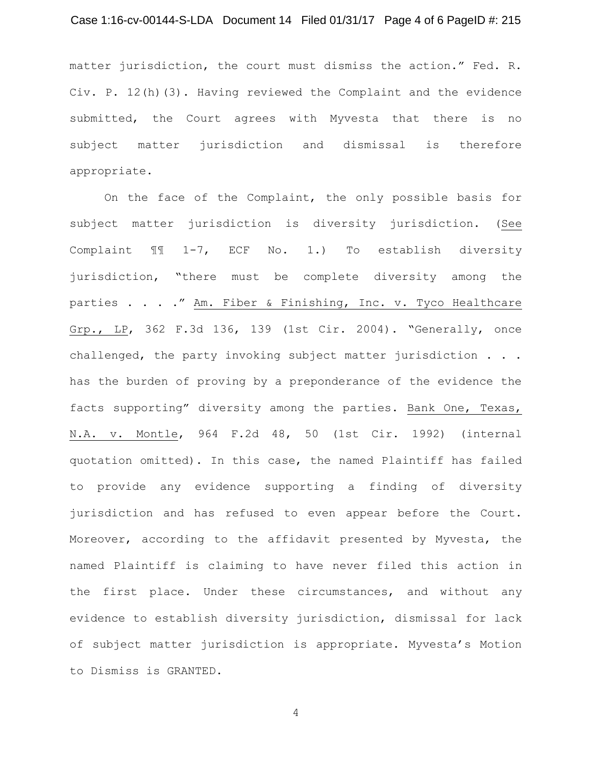matter jurisdiction, the court must dismiss the action." Fed. R. Civ. P. 12(h)(3). Having reviewed the Complaint and the evidence submitted, the Court agrees with Myvesta that there is no subject matter jurisdiction and dismissal is therefore appropriate.

On the face of the Complaint, the only possible basis for subject matter jurisdiction is diversity jurisdiction. (See Complaint ¶¶ 1-7, ECF No. 1.) To establish diversity jurisdiction, "there must be complete diversity among the parties . . . ." Am. Fiber & Finishing, Inc. v. Tyco Healthcare Grp., LP, 362 F.3d 136, 139 (1st Cir. 2004). "Generally, once challenged, the party invoking subject matter jurisdiction . . . has the burden of proving by a preponderance of the evidence the facts supporting" diversity among the parties. Bank One, Texas, N.A. v. Montle, 964 F.2d 48, 50 (1st Cir. 1992) (internal quotation omitted). In this case, the named Plaintiff has failed to provide any evidence supporting a finding of diversity jurisdiction and has refused to even appear before the Court. Moreover, according to the affidavit presented by Myvesta, the named Plaintiff is claiming to have never filed this action in the first place. Under these circumstances, and without any evidence to establish diversity jurisdiction, dismissal for lack of subject matter jurisdiction is appropriate. Myvesta's Motion to Dismiss is GRANTED.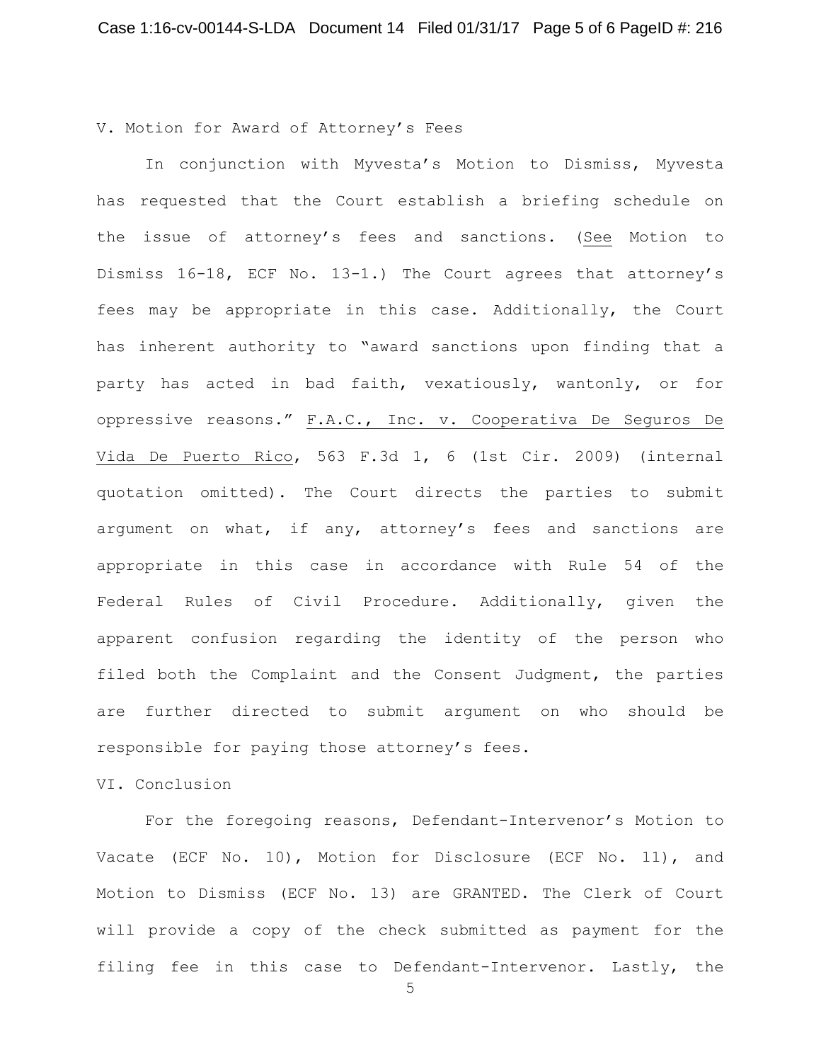## V. Motion for Award of Attorney's Fees

In conjunction with Myvesta's Motion to Dismiss, Myvesta has requested that the Court establish a briefing schedule on the issue of attorney's fees and sanctions. (See Motion to Dismiss 16-18, ECF No. 13-1.) The Court agrees that attorney's fees may be appropriate in this case. Additionally, the Court has inherent authority to "award sanctions upon finding that a party has acted in bad faith, vexatiously, wantonly, or for oppressive reasons." F.A.C., Inc. v. Cooperativa De Seguros De Vida De Puerto Rico, 563 F.3d 1, 6 (1st Cir. 2009) (internal quotation omitted). The Court directs the parties to submit argument on what, if any, attorney's fees and sanctions are appropriate in this case in accordance with Rule 54 of the Federal Rules of Civil Procedure. Additionally, given the apparent confusion regarding the identity of the person who filed both the Complaint and the Consent Judgment, the parties are further directed to submit argument on who should be responsible for paying those attorney's fees.

## VI. Conclusion

For the foregoing reasons, Defendant-Intervenor's Motion to Vacate (ECF No. 10), Motion for Disclosure (ECF No. 11), and Motion to Dismiss (ECF No. 13) are GRANTED. The Clerk of Court will provide a copy of the check submitted as payment for the filing fee in this case to Defendant-Intervenor. Lastly, the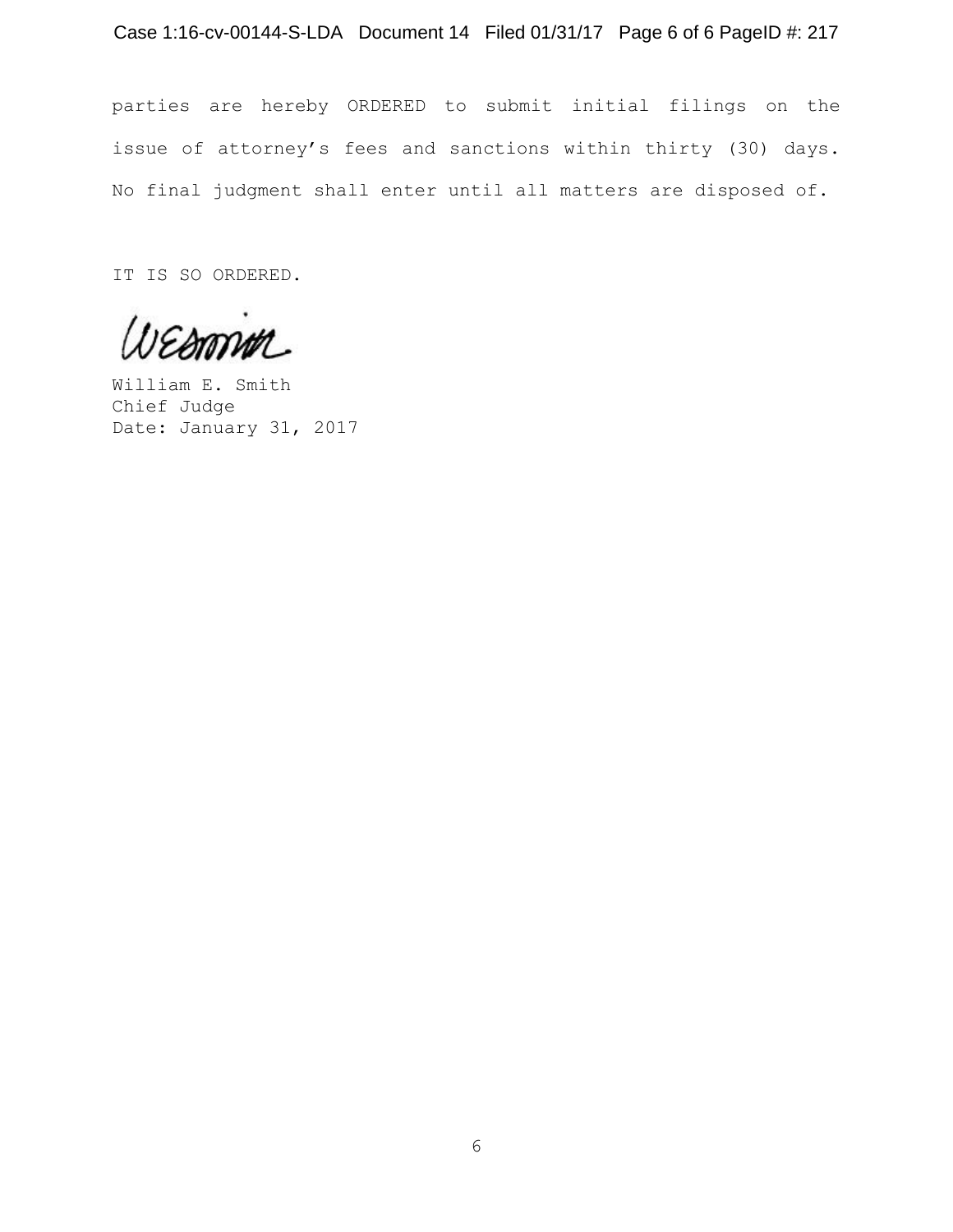parties are hereby ORDERED to submit initial filings on the issue of attorney's fees and sanctions within thirty (30) days. No final judgment shall enter until all matters are disposed of.

IT IS SO ORDERED.

William E. Smith
Chief Judge
Date: January 31, 2017